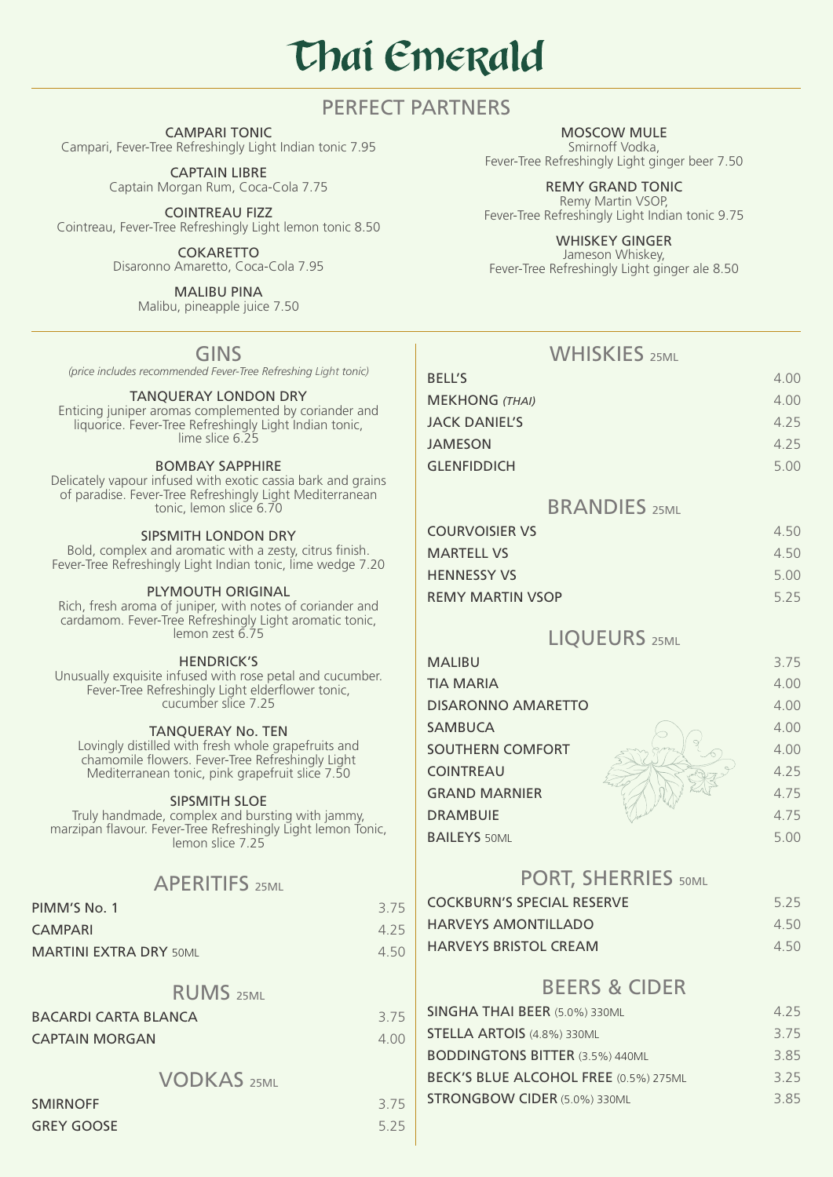# Thai Emerald

## PERFECT PARTNERS

**CAMPARI TONIC**
Campari, Fever-Tree Refreshingly Light Indian tonic 7.95

**CAPTAIN LIBRE**
Captain Morgan Rum, Coca-Cola 7.75

**COINTREAU FIZZ**
Cointreau, Fever-Tree Refreshingly Light lemon tonic 8.50

**COKARETTO**
Disaronno Amaretto, Coca-Cola 7.95

**MALIBU PINA**
Malibu, pineapple juice 7.50

**MOSCOW MULE**
Smirnoff Vodka,
Fever-Tree Refreshingly Light ginger beer 7.50

**REMY GRAND TONIC**
Remy Martin VSOP,
Fever-Tree Refreshingly Light Indian tonic 9.75

**WHISKEY GINGER**
Jameson Whiskey,
Fever-Tree Refreshingly Light ginger ale 8.50

## GINS

*(price includes recommended Fever-Tree Refreshing Light tonic)*

**TANQUERAY LONDON DRY**
Enticing juniper aromas complemented by coriander and liquorice. Fever-Tree Refreshingly Light Indian tonic, lime slice 6.25

**BOMBAY SAPPHIRE**
Delicately vapour infused with exotic cassia bark and grains of paradise. Fever-Tree Refreshingly Light Mediterranean tonic, lemon slice 6.70

**SIPSMITH LONDON DRY**
Bold, complex and aromatic with a zesty, citrus finish. Fever-Tree Refreshingly Light Indian tonic, lime wedge 7.20

**PLYMOUTH ORIGINAL**
Rich, fresh aroma of juniper, with notes of coriander and cardamom. Fever-Tree Refreshingly Light aromatic tonic, lemon zest 6.75

**HENDRICK'S**
Unusually exquisite infused with rose petal and cucumber. Fever-Tree Refreshingly Light elderflower tonic, cucumber slice 7.25

**TANQUERAY No. TEN**
Lovingly distilled with fresh whole grapefruits and chamomile flowers. Fever-Tree Refreshingly Light Mediterranean tonic, pink grapefruit slice 7.50

**SIPSMITH SLOE**
Truly handmade, complex and bursting with jammy, marzipan flavour. Fever-Tree Refreshingly Light lemon Tonic, lemon slice 7.25

## APERITIFS 25ML

| | |
|---|---|
| PIMM'S No. 1 | 3.75 |
| CAMPARI | 4.25 |
| MARTINI EXTRA DRY 50ML | 4.50 |

## RUMS 25ML

| | |
|---|---|
| BACARDI CARTA BLANCA | 3.75 |
| CAPTAIN MORGAN | 4.00 |

## VODKAS 25ML

| | |
|---|---|
| SMIRNOFF | 3.75 |
| GREY GOOSE | 5.25 |

## WHISKIES 25ML

| | |
|---|---|
| BELL'S | 4.00 |
| MEKHONG *(THAI)* | 4.00 |
| JACK DANIEL'S | 4.25 |
| JAMESON | 4.25 |
| GLENFIDDICH | 5.00 |

## BRANDIES 25ML

| | |
|---|---|
| COURVOISIER VS | 4.50 |
| MARTELL VS | 4.50 |
| HENNESSY VS | 5.00 |
| REMY MARTIN VSOP | 5.25 |

## LIQUEURS 25ML

| | |
|---|---|
| MALIBU | 3.75 |
| TIA MARIA | 4.00 |
| DISARONNO AMARETTO | 4.00 |
| SAMBUCA | 4.00 |
| SOUTHERN COMFORT | 4.00 |
| COINTREAU | 4.25 |
| GRAND MARNIER | 4.75 |
| DRAMBUIE | 4.75 |
| BAILEYS 50ML | 5.00 |

## PORT, SHERRIES 50ML

| | |
|---|---|
| COCKBURN'S SPECIAL RESERVE | 5.25 |
| HARVEYS AMONTILLADO | 4.50 |
| HARVEYS BRISTOL CREAM | 4.50 |

## BEERS & CIDER

| | |
|---|---|
| SINGHA THAI BEER (5.0%) 330ML | 4.25 |
| STELLA ARTOIS (4.8%) 330ML | 3.75 |
| BODDINGTONS BITTER (3.5%) 440ML | 3.85 |
| BECK'S BLUE ALCOHOL FREE (0.5%) 275ML | 3.25 |
| STRONGBOW CIDER (5.0%) 330ML | 3.85 |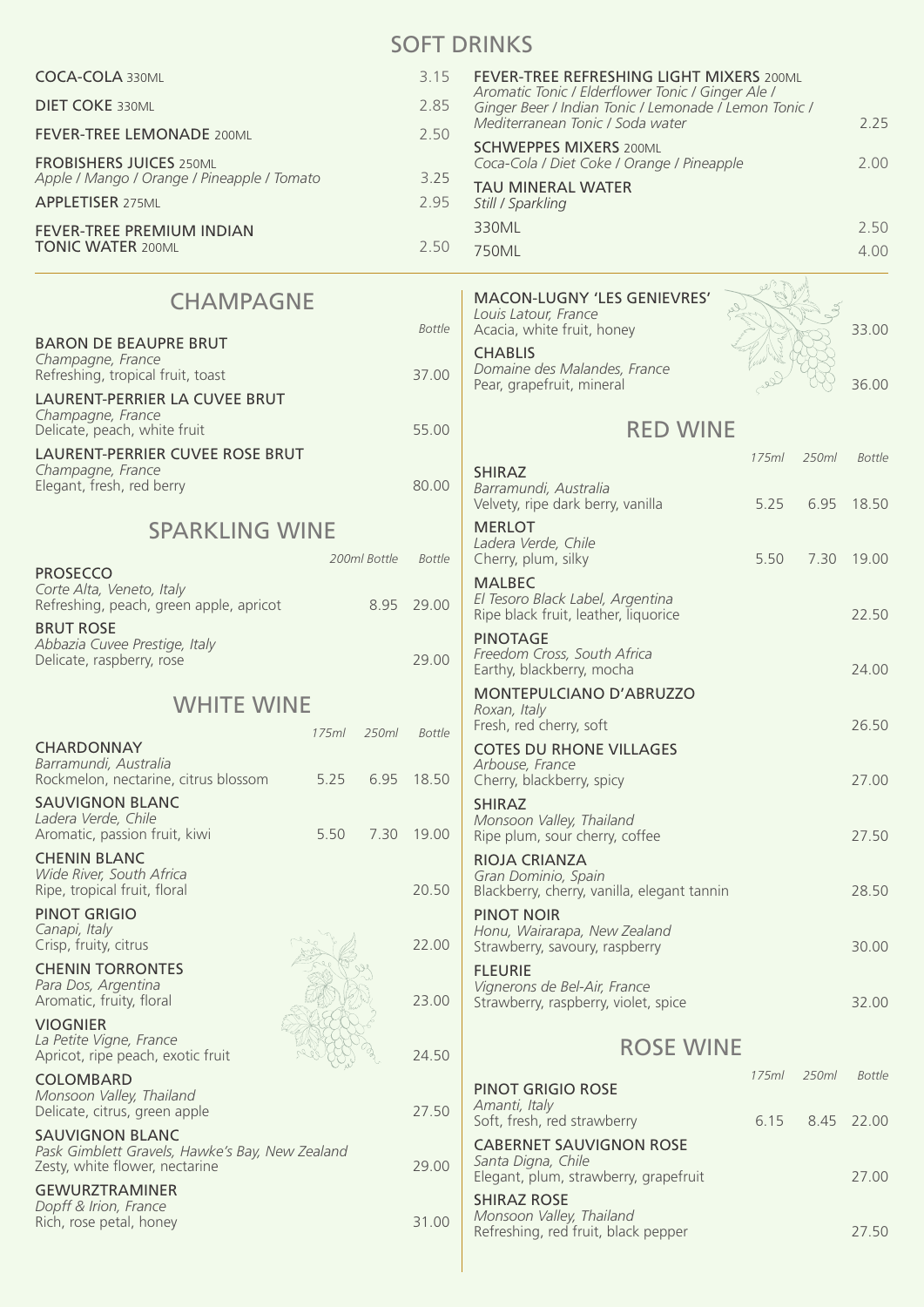## SOFT DRINKS

| | |
|---|---|
| COCA-COLA 330ML | 3.15 |
| DIET COKE 330ML | 2.85 |
| FEVER-TREE LEMONADE 200ML | 2.50 |
| FROBISHERS JUICES 250ML *Apple / Mango / Orange / Pineapple / Tomato* | 3.25 |
| APPLETISER 275ML | 2.95 |
| FEVER-TREE PREMIUM INDIAN TONIC WATER 200ML | 2.50 |
| FEVER-TREE REFRESHING LIGHT MIXERS 200ML *Aromatic Tonic / Elderflower Tonic / Ginger Ale / Ginger Beer / Indian Tonic / Lemonade / Lemon Tonic / Mediterranean Tonic / Soda water* | 2.25 |
| SCHWEPPES MIXERS 200ML *Coca-Cola / Diet Coke / Orange / Pineapple* | 2.00 |
| TAU MINERAL WATER *Still / Sparkling* | |
| 330ML | 2.50 |
| 750ML | 4.00 |

## CHAMPAGNE

| | Bottle |
|---|---|
| BARON DE BEAUPRE BRUT *Champagne, France* Refreshing, tropical fruit, toast | 37.00 |
| LAURENT-PERRIER LA CUVEE BRUT *Champagne, France* Delicate, peach, white fruit | 55.00 |
| LAURENT-PERRIER CUVEE ROSE BRUT *Champagne, France* Elegant, fresh, red berry | 80.00 |

## SPARKLING WINE

| | 200ml Bottle | Bottle |
|---|---|---|
| PROSECCO *Corte Alta, Veneto, Italy* Refreshing, peach, green apple, apricot | 8.95 | 29.00 |
| BRUT ROSE *Abbazia Cuvee Prestige, Italy* Delicate, raspberry, rose | | 29.00 |

## WHITE WINE

| | 175ml | 250ml | Bottle |
|---|---|---|---|
| CHARDONNAY *Barramundi, Australia* Rockmelon, nectarine, citrus blossom | 5.25 | 6.95 | 18.50 |
| SAUVIGNON BLANC *Ladera Verde, Chile* Aromatic, passion fruit, kiwi | 5.50 | 7.30 | 19.00 |
| CHENIN BLANC *Wide River, South Africa* Ripe, tropical fruit, floral | | | 20.50 |
| PINOT GRIGIO *Canapi, Italy* Crisp, fruity, citrus | | | 22.00 |
| CHENIN TORRONTES *Para Dos, Argentina* Aromatic, fruity, floral | | | 23.00 |
| VIOGNIER *La Petite Vigne, France* Apricot, ripe peach, exotic fruit | | | 24.50 |
| COLOMBARD *Monsoon Valley, Thailand* Delicate, citrus, green apple | | | 27.50 |
| SAUVIGNON BLANC *Pask Gimblett Gravels, Hawke's Bay, New Zealand* Zesty, white flower, nectarine | | | 29.00 |
| GEWURZTRAMINER *Dopff & Irion, France* Rich, rose petal, honey | | | 31.00 |
| MACON-LUGNY 'LES GENIEVRES' *Louis Latour, France* Acacia, white fruit, honey | | | 33.00 |
| CHABLIS *Domaine des Malandes, France* Pear, grapefruit, mineral | | | 36.00 |

## RED WINE

| | 175ml | 250ml | Bottle |
|---|---|---|---|
| SHIRAZ *Barramundi, Australia* Velvety, ripe dark berry, vanilla | 5.25 | 6.95 | 18.50 |
| MERLOT *Ladera Verde, Chile* Cherry, plum, silky | 5.50 | 7.30 | 19.00 |
| MALBEC *El Tesoro Black Label, Argentina* Ripe black fruit, leather, liquorice | | | 22.50 |
| PINOTAGE *Freedom Cross, South Africa* Earthy, blackberry, mocha | | | 24.00 |
| MONTEPULCIANO D'ABRUZZO *Roxan, Italy* Fresh, red cherry, soft | | | 26.50 |
| COTES DU RHONE VILLAGES *Arbouse, France* Cherry, blackberry, spicy | | | 27.00 |
| SHIRAZ *Monsoon Valley, Thailand* Ripe plum, sour cherry, coffee | | | 27.50 |
| RIOJA CRIANZA *Gran Dominio, Spain* Blackberry, cherry, vanilla, elegant tannin | | | 28.50 |
| PINOT NOIR *Honu, Wairarapa, New Zealand* Strawberry, savoury, raspberry | | | 30.00 |
| FLEURIE *Vignerons de Bel-Air, France* Strawberry, raspberry, violet, spice | | | 32.00 |

## ROSE WINE

| | 175ml | 250ml | Bottle |
|---|---|---|---|
| PINOT GRIGIO ROSE *Amanti, Italy* Soft, fresh, red strawberry | 6.15 | 8.45 | 22.00 |
| CABERNET SAUVIGNON ROSE *Santa Digna, Chile* Elegant, plum, strawberry, grapefruit | | | 27.00 |
| SHIRAZ ROSE *Monsoon Valley, Thailand* Refreshing, red fruit, black pepper | | | 27.50 |